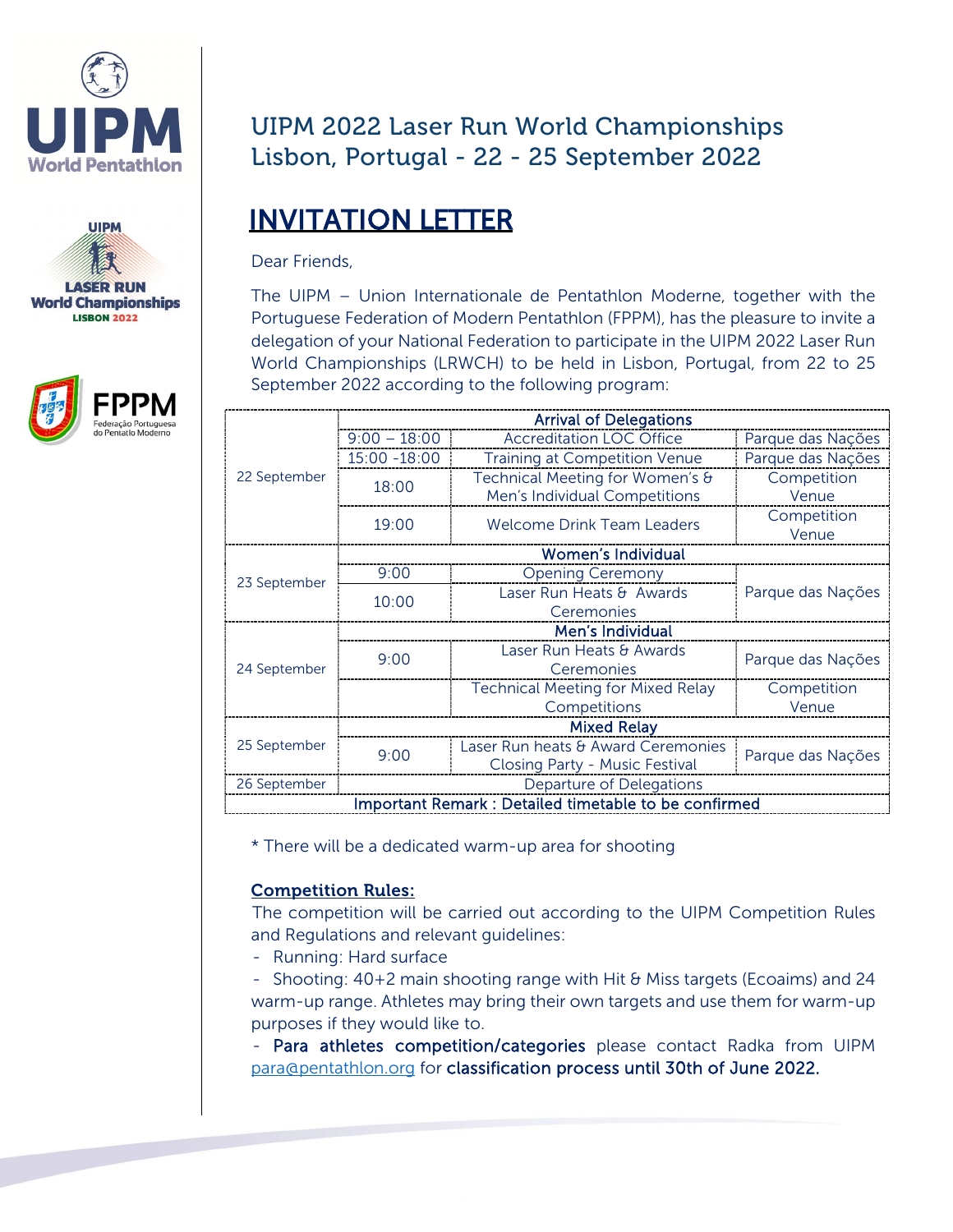UIPM World Pentathlon

UIPM LASER RUN World Championships LISBON 2022

FPPM Federação Portuguesa do Pentatlo Moderno

# UIPM 2022 Laser Run World Championships
# Lisbon, Portugal - 22 - 25 September 2022

## INVITATION LETTER

Dear Friends,

The UIPM – Union Internationale de Pentathlon Moderne, together with the Portuguese Federation of Modern Pentathlon (FPPM), has the pleasure to invite a delegation of your National Federation to participate in the UIPM 2022 Laser Run World Championships (LRWCH) to be held in Lisbon, Portugal, from 22 to 25 September 2022 according to the following program:

| Date | Time | Event | Venue |
|---|---|---|---|
| 22 September | | **Arrival of Delegations** | |
| | 9:00 – 18:00 | Accreditation LOC Office | Parque das Nações |
| | 15:00 -18:00 | Training at Competition Venue | Parque das Nações |
| | 18:00 | Technical Meeting for Women's & Men's Individual Competitions | Competition Venue |
| | 19:00 | Welcome Drink Team Leaders | Competition Venue |
| 23 September | | **Women's Individual** | |
| | 9:00 | Opening Ceremony | Parque das Nações |
| | 10:00 | Laser Run Heats & Awards Ceremonies | |
| 24 September | | **Men's Individual** | |
| | 9:00 | Laser Run Heats & Awards Ceremonies | Parque das Nações |
| | | Technical Meeting for Mixed Relay Competitions | Competition Venue |
| 25 September | | **Mixed Relay** | |
| | 9:00 | Laser Run heats & Award Ceremonies Closing Party - Music Festival | Parque das Nações |
| 26 September | | Departure of Delegations | |
| **Important Remark : Detailed timetable to be confirmed** | | | |

\* There will be a dedicated warm-up area for shooting

**Competition Rules:**

The competition will be carried out according to the UIPM Competition Rules and Regulations and relevant guidelines:

- Running: Hard surface
- Shooting: 40+2 main shooting range with Hit & Miss targets (Ecoaims) and 24 warm-up range. Athletes may bring their own targets and use them for warm-up purposes if they would like to.
- **Para athletes competition/categories** please contact Radka from UIPM para@pentathlon.org for **classification process until 30th of June 2022.**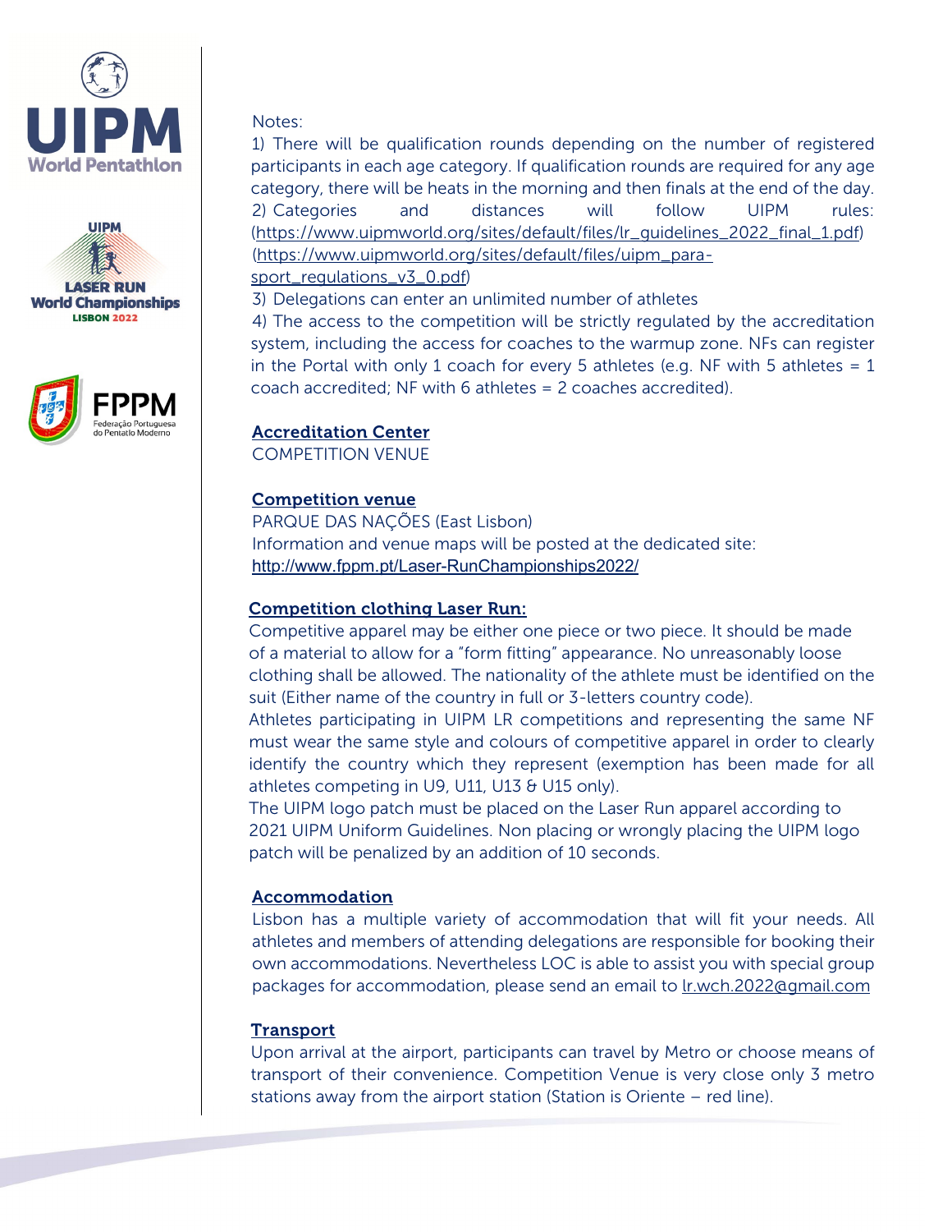Notes:

1) There will be qualification rounds depending on the number of registered participants in each age category. If qualification rounds are required for any age category, there will be heats in the morning and then finals at the end of the day.

2) Categories and distances will follow UIPM rules: (https://www.uipmworld.org/sites/default/files/lr_guidelines_2022_final_1.pdf) (https://www.uipmworld.org/sites/default/files/uipm_para-sport_regulations_v3_0.pdf)

3) Delegations can enter an unlimited number of athletes

4) The access to the competition will be strictly regulated by the accreditation system, including the access for coaches to the warmup zone. NFs can register in the Portal with only 1 coach for every 5 athletes (e.g. NF with 5 athletes = 1 coach accredited; NF with 6 athletes = 2 coaches accredited).

## Accreditation Center

COMPETITION VENUE

## Competition venue

PARQUE DAS NAÇÕES (East Lisbon)

Information and venue maps will be posted at the dedicated site:

http://www.fppm.pt/Laser-RunChampionships2022/

## Competition clothing Laser Run:

Competitive apparel may be either one piece or two piece. It should be made of a material to allow for a "form fitting" appearance. No unreasonably loose clothing shall be allowed. The nationality of the athlete must be identified on the suit (Either name of the country in full or 3-letters country code).

Athletes participating in UIPM LR competitions and representing the same NF must wear the same style and colours of competitive apparel in order to clearly identify the country which they represent (exemption has been made for all athletes competing in U9, U11, U13 & U15 only).

The UIPM logo patch must be placed on the Laser Run apparel according to 2021 UIPM Uniform Guidelines. Non placing or wrongly placing the UIPM logo patch will be penalized by an addition of 10 seconds.

## Accommodation

Lisbon has a multiple variety of accommodation that will fit your needs. All athletes and members of attending delegations are responsible for booking their own accommodations. Nevertheless LOC is able to assist you with special group packages for accommodation, please send an email to lr.wch.2022@gmail.com

## Transport

Upon arrival at the airport, participants can travel by Metro or choose means of transport of their convenience. Competition Venue is very close only 3 metro stations away from the airport station (Station is Oriente – red line).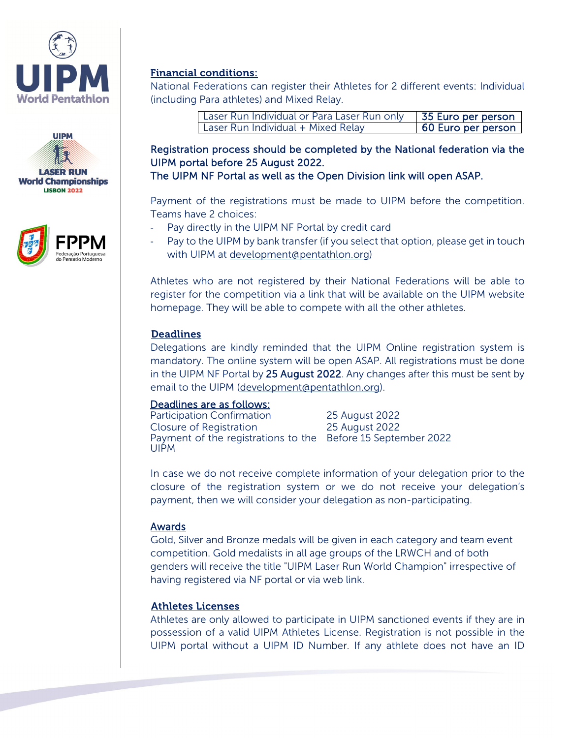## Financial conditions:

National Federations can register their Athletes for 2 different events: Individual (including Para athletes) and Mixed Relay.

| Event | Fee |
|---|---|
| Laser Run Individual or Para Laser Run only | 35 Euro per person |
| Laser Run Individual + Mixed Relay | 60 Euro per person |

Registration process should be completed by the National federation via the UIPM portal before 25 August 2022.
The UIPM NF Portal as well as the Open Division link will open ASAP.

Payment of the registrations must be made to UIPM before the competition. Teams have 2 choices:

- Pay directly in the UIPM NF Portal by credit card
- Pay to the UIPM by bank transfer (if you select that option, please get in touch with UIPM at development@pentathlon.org)

Athletes who are not registered by their National Federations will be able to register for the competition via a link that will be available on the UIPM website homepage. They will be able to compete with all the other athletes.

## Deadlines

Delegations are kindly reminded that the UIPM Online registration system is mandatory. The online system will be open ASAP. All registrations must be done in the UIPM NF Portal by **25 August 2022**. Any changes after this must be sent by email to the UIPM (development@pentathlon.org).

### Deadlines are as follows:

| Item | Deadline |
|---|---|
| Participation Confirmation | 25 August 2022 |
| Closure of Registration | 25 August 2022 |
| Payment of the registrations to the UIPM | Before 15 September 2022 |

In case we do not receive complete information of your delegation prior to the closure of the registration system or we do not receive your delegation's payment, then we will consider your delegation as non-participating.

## Awards

Gold, Silver and Bronze medals will be given in each category and team event competition. Gold medalists in all age groups of the LRWCH and of both genders will receive the title "UIPM Laser Run World Champion" irrespective of having registered via NF portal or via web link.

## Athletes Licenses

Athletes are only allowed to participate in UIPM sanctioned events if they are in possession of a valid UIPM Athletes License. Registration is not possible in the UIPM portal without a UIPM ID Number. If any athlete does not have an ID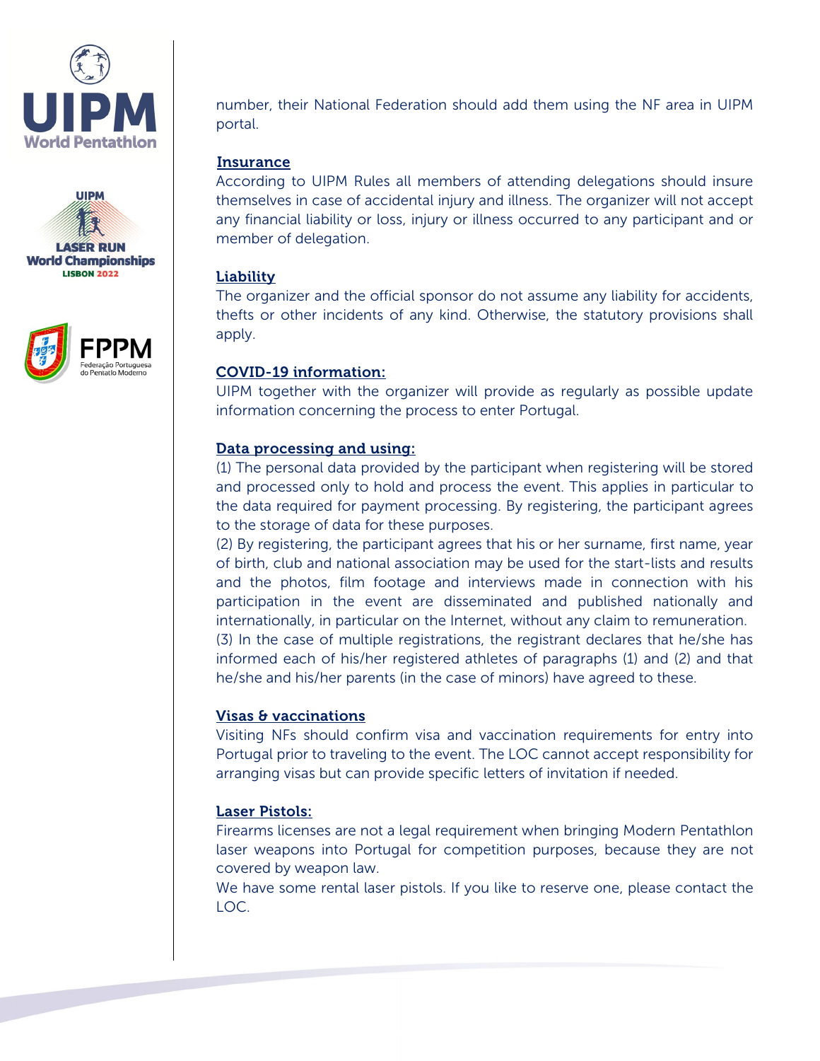number, their National Federation should add them using the NF area in UIPM portal.

## Insurance

According to UIPM Rules all members of attending delegations should insure themselves in case of accidental injury and illness. The organizer will not accept any financial liability or loss, injury or illness occurred to any participant and or member of delegation.

## Liability

The organizer and the official sponsor do not assume any liability for accidents, thefts or other incidents of any kind. Otherwise, the statutory provisions shall apply.

## COVID-19 information:

UIPM together with the organizer will provide as regularly as possible update information concerning the process to enter Portugal.

## Data processing and using:

(1) The personal data provided by the participant when registering will be stored and processed only to hold and process the event. This applies in particular to the data required for payment processing. By registering, the participant agrees to the storage of data for these purposes.

(2) By registering, the participant agrees that his or her surname, first name, year of birth, club and national association may be used for the start-lists and results and the photos, film footage and interviews made in connection with his participation in the event are disseminated and published nationally and internationally, in particular on the Internet, without any claim to remuneration.

(3) In the case of multiple registrations, the registrant declares that he/she has informed each of his/her registered athletes of paragraphs (1) and (2) and that he/she and his/her parents (in the case of minors) have agreed to these.

## Visas & vaccinations

Visiting NFs should confirm visa and vaccination requirements for entry into Portugal prior to traveling to the event. The LOC cannot accept responsibility for arranging visas but can provide specific letters of invitation if needed.

## Laser Pistols:

Firearms licenses are not a legal requirement when bringing Modern Pentathlon laser weapons into Portugal for competition purposes, because they are not covered by weapon law.

We have some rental laser pistols. If you like to reserve one, please contact the LOC.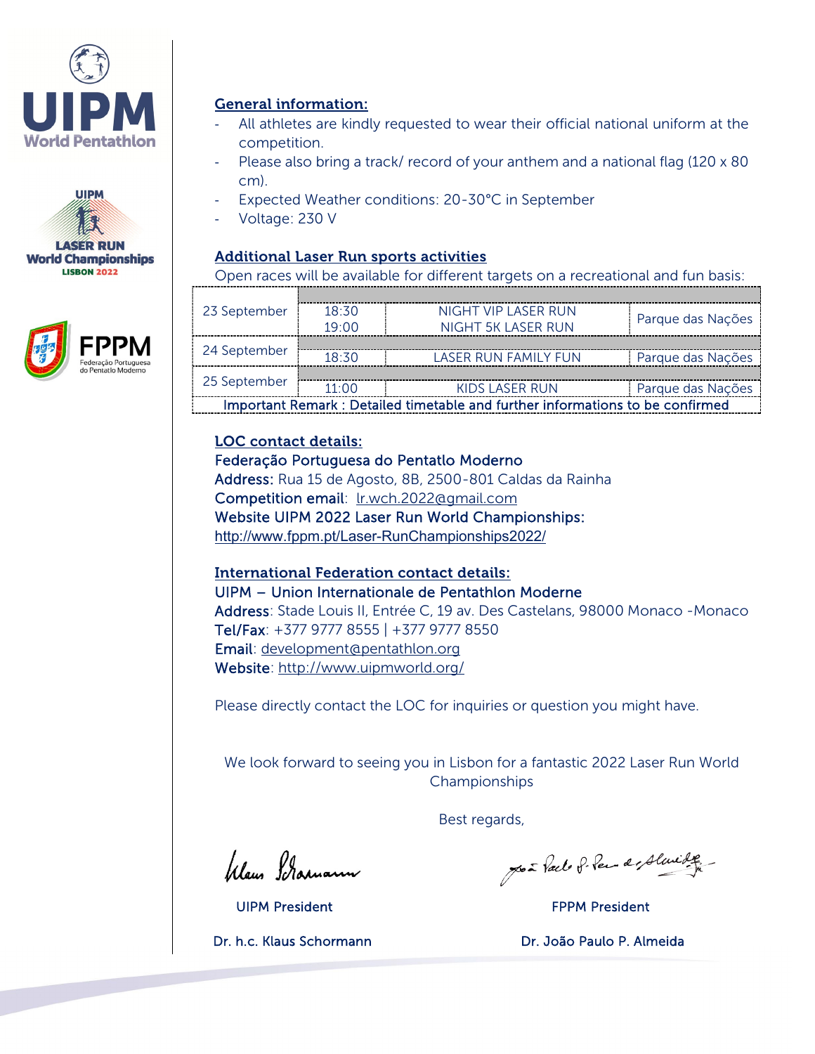## General information:

- All athletes are kindly requested to wear their official national uniform at the competition.
- Please also bring a track/ record of your anthem and a national flag (120 x 80 cm).
- Expected Weather conditions: 20-30°C in September
- Voltage: 230 V

## Additional Laser Run sports activities

Open races will be available for different targets on a recreational and fun basis:

| | | | |
|---|---|---|---|
| 23 September | 18:30<br>19:00 | NIGHT VIP LASER RUN<br>NIGHT 5K LASER RUN | Parque das Nações |
| 24 September | 18:30 | LASER RUN FAMILY FUN | Parque das Nações |
| 25 September | 11:00 | KIDS LASER RUN | Parque das Nações |
| Important Remark : Detailed timetable and further informations to be confirmed | | | |

## LOC contact details:

Federação Portuguesa do Pentatlo Moderno
Address: Rua 15 de Agosto, 8B, 2500-801 Caldas da Rainha
Competition email: lr.wch.2022@gmail.com
Website UIPM 2022 Laser Run World Championships:
http://www.fppm.pt/Laser-RunChampionships2022/

## International Federation contact details:

UIPM – Union Internationale de Pentathlon Moderne
Address: Stade Louis II, Entrée C, 19 av. Des Castelans, 98000 Monaco -Monaco
Tel/Fax: +377 9777 8555 | +377 9777 8550
Email: development@pentathlon.org
Website: http://www.uipmworld.org/

Please directly contact the LOC for inquiries or question you might have.

We look forward to seeing you in Lisbon for a fantastic 2022 Laser Run World Championships

Best regards,

UIPM President

Dr. h.c. Klaus Schormann

FPPM President

Dr. João Paulo P. Almeida